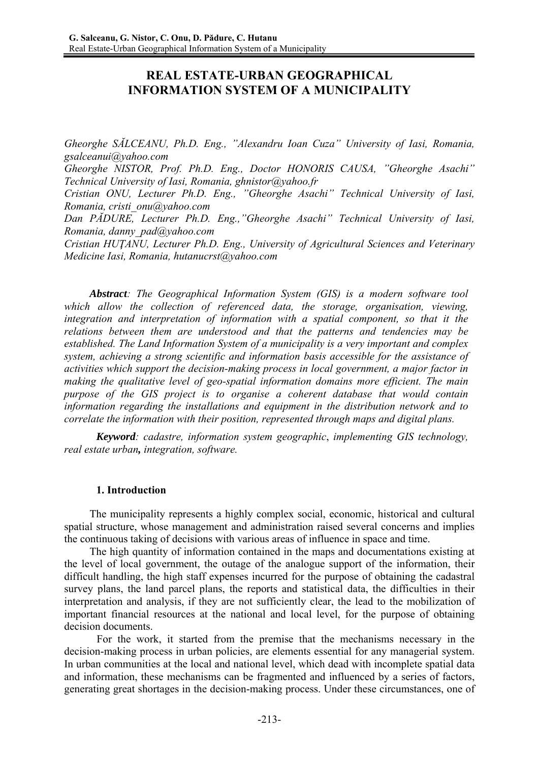# REAL ESTATE-URBAN GEOGRAPHICAL INFORMATION SYSTEM OF A MUNICIPALITY

*Gheorghe SĂLCEANU, Ph.D. Eng., "Alexandru Ioan Cuza" University of Iasi, Romania, gsalceanui@yahoo.com*
*Gheorghe NISTOR, Prof. Ph.D. Eng., Doctor HONORIS CAUSA, "Gheorghe Asachi" Technical University of Iasi, Romania, ghnistor@yahoo.fr*
*Cristian ONU, Lecturer Ph.D. Eng., "Gheorghe Asachi" Technical University of Iasi, Romania, cristi_onu@yahoo.com*
*Dan PĂDURE, Lecturer Ph.D. Eng.,"Gheorghe Asachi" Technical University of Iasi, Romania, danny_pad@yahoo.com*
*Cristian HUȚANU, Lecturer Ph.D. Eng., University of Agricultural Sciences and Veterinary Medicine Iasi, Romania, hutanucrst@yahoo.com*

***Abstract**: The Geographical Information System (GIS) is a modern software tool which allow the collection of referenced data, the storage, organisation, viewing, integration and interpretation of information with a spatial component, so that it the relations between them are understood and that the patterns and tendencies may be established. The Land Information System of a municipality is a very important and complex system, achieving a strong scientific and information basis accessible for the assistance of activities which support the decision-making process in local government, a major factor in making the qualitative level of geo-spatial information domains more efficient. The main purpose of the GIS project is to organise a coherent database that would contain information regarding the installations and equipment in the distribution network and to correlate the information with their position, represented through maps and digital plans.*

***Keyword**: cadastre, information system geographic, implementing GIS technology, real estate urban**,** integration, software.*

## 1. Introduction

The municipality represents a highly complex social, economic, historical and cultural spatial structure, whose management and administration raised several concerns and implies the continuous taking of decisions with various areas of influence in space and time.

The high quantity of information contained in the maps and documentations existing at the level of local government, the outage of the analogue support of the information, their difficult handling, the high staff expenses incurred for the purpose of obtaining the cadastral survey plans, the land parcel plans, the reports and statistical data, the difficulties in their interpretation and analysis, if they are not sufficiently clear, the lead to the mobilization of important financial resources at the national and local level, for the purpose of obtaining decision documents.

For the work, it started from the premise that the mechanisms necessary in the decision-making process in urban policies, are elements essential for any managerial system. In urban communities at the local and national level, which dead with incomplete spatial data and information, these mechanisms can be fragmented and influenced by a series of factors, generating great shortages in the decision-making process. Under these circumstances, one of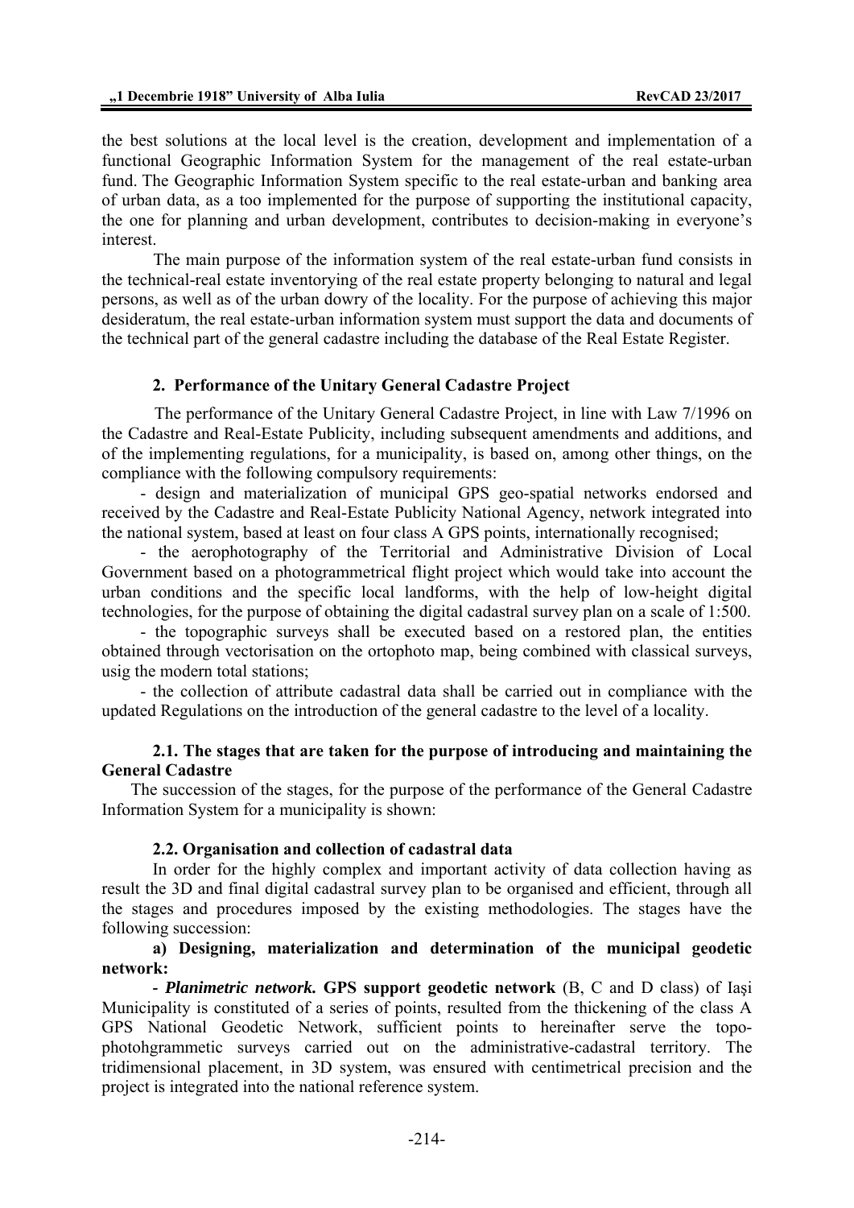the best solutions at the local level is the creation, development and implementation of a functional Geographic Information System for the management of the real estate-urban fund. The Geographic Information System specific to the real estate-urban and banking area of urban data, as a too implemented for the purpose of supporting the institutional capacity, the one for planning and urban development, contributes to decision-making in everyone's interest.

The main purpose of the information system of the real estate-urban fund consists in the technical-real estate inventorying of the real estate property belonging to natural and legal persons, as well as of the urban dowry of the locality. For the purpose of achieving this major desideratum, the real estate-urban information system must support the data and documents of the technical part of the general cadastre including the database of the Real Estate Register.

## 2. Performance of the Unitary General Cadastre Project

The performance of the Unitary General Cadastre Project, in line with Law 7/1996 on the Cadastre and Real-Estate Publicity, including subsequent amendments and additions, and of the implementing regulations, for a municipality, is based on, among other things, on the compliance with the following compulsory requirements:

- design and materialization of municipal GPS geo-spatial networks endorsed and received by the Cadastre and Real-Estate Publicity National Agency, network integrated into the national system, based at least on four class A GPS points, internationally recognised;
- the aerophotography of the Territorial and Administrative Division of Local Government based on a photogrammetrical flight project which would take into account the urban conditions and the specific local landforms, with the help of low-height digital technologies, for the purpose of obtaining the digital cadastral survey plan on a scale of 1:500.
- the topographic surveys shall be executed based on a restored plan, the entities obtained through vectorisation on the ortophoto map, being combined with classical surveys, usig the modern total stations;
- the collection of attribute cadastral data shall be carried out in compliance with the updated Regulations on the introduction of the general cadastre to the level of a locality.

### 2.1. The stages that are taken for the purpose of introducing and maintaining the General Cadastre

The succession of the stages, for the purpose of the performance of the General Cadastre Information System for a municipality is shown:

### 2.2. Organisation and collection of cadastral data

In order for the highly complex and important activity of data collection having as result the 3D and final digital cadastral survey plan to be organised and efficient, through all the stages and procedures imposed by the existing methodologies. The stages have the following succession:

**a) Designing, materialization and determination of the municipal geodetic network:**

- ***Planimetric network.*** **GPS support geodetic network** (B, C and D class) of Iaşi Municipality is constituted of a series of points, resulted from the thickening of the class A GPS National Geodetic Network, sufficient points to hereinafter serve the topo-photohgrammetic surveys carried out on the administrative-cadastral territory. The tridimensional placement, in 3D system, was ensured with centimetrical precision and the project is integrated into the national reference system.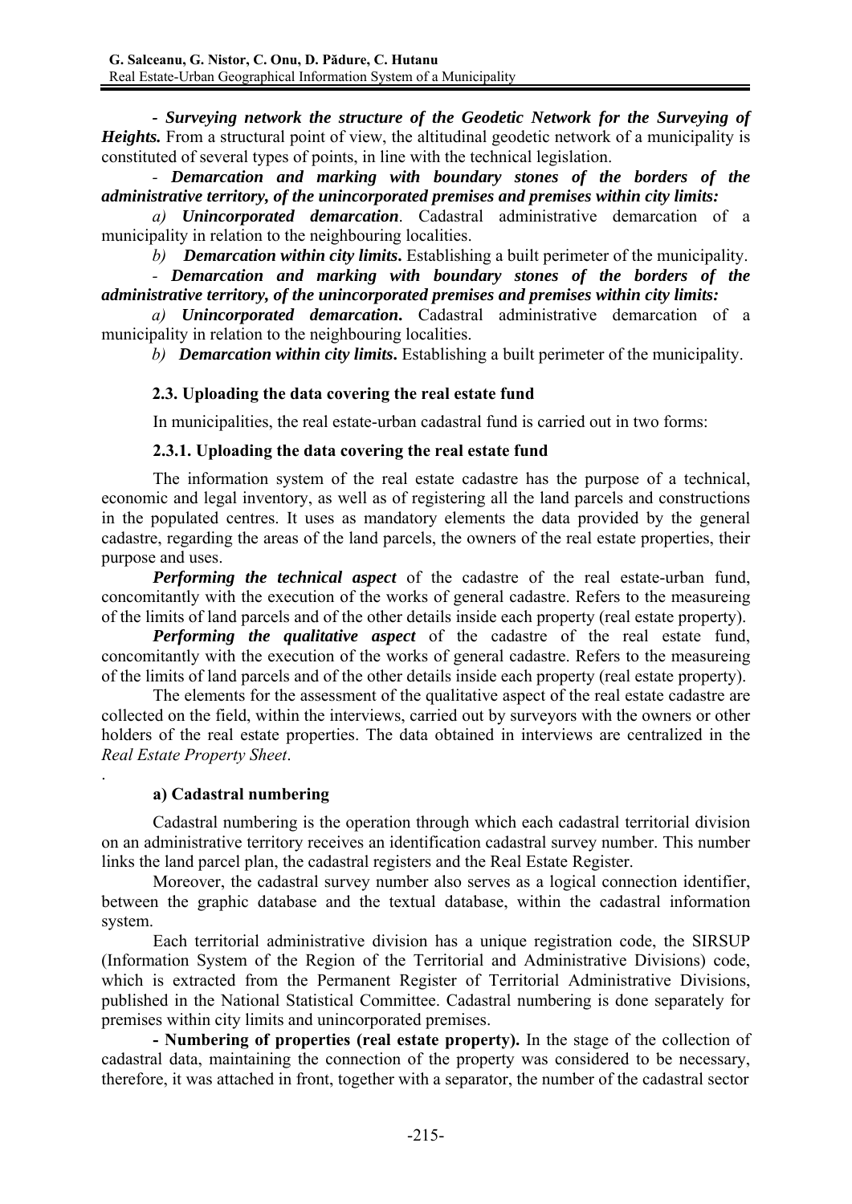***- Surveying network the structure of the Geodetic Network for the Surveying of Heights.*** From a structural point of view, the altitudinal geodetic network of a municipality is constituted of several types of points, in line with the technical legislation.

*- **Demarcation and marking with boundary stones of the borders of the administrative territory, of the unincorporated premises and premises within city limits:***

*a)* ***Unincorporated demarcation***. Cadastral administrative demarcation of a municipality in relation to the neighbouring localities.

*b)* ***Demarcation within city limits***. Establishing a built perimeter of the municipality.

*- **Demarcation and marking with boundary stones of the borders of the administrative territory, of the unincorporated premises and premises within city limits:***

*a)* ***Unincorporated demarcation***. Cadastral administrative demarcation of a municipality in relation to the neighbouring localities.

*b)* ***Demarcation within city limits***. Establishing a built perimeter of the municipality.

### 2.3. Uploading the data covering the real estate fund

In municipalities, the real estate-urban cadastral fund is carried out in two forms:

#### 2.3.1. Uploading the data covering the real estate fund

The information system of the real estate cadastre has the purpose of a technical, economic and legal inventory, as well as of registering all the land parcels and constructions in the populated centres. It uses as mandatory elements the data provided by the general cadastre, regarding the areas of the land parcels, the owners of the real estate properties, their purpose and uses.

***Performing the technical aspect*** of the cadastre of the real estate-urban fund, concomitantly with the execution of the works of general cadastre. Refers to the measureing of the limits of land parcels and of the other details inside each property (real estate property).

***Performing the qualitative aspect*** of the cadastre of the real estate fund, concomitantly with the execution of the works of general cadastre. Refers to the measureing of the limits of land parcels and of the other details inside each property (real estate property).

The elements for the assessment of the qualitative aspect of the real estate cadastre are collected on the field, within the interviews, carried out by surveyors with the owners or other holders of the real estate properties. The data obtained in interviews are centralized in the *Real Estate Property Sheet*.

.

**a) Cadastral numbering**

Cadastral numbering is the operation through which each cadastral territorial division on an administrative territory receives an identification cadastral survey number. This number links the land parcel plan, the cadastral registers and the Real Estate Register.

Moreover, the cadastral survey number also serves as a logical connection identifier, between the graphic database and the textual database, within the cadastral information system.

Each territorial administrative division has a unique registration code, the SIRSUP (Information System of the Region of the Territorial and Administrative Divisions) code, which is extracted from the Permanent Register of Territorial Administrative Divisions, published in the National Statistical Committee. Cadastral numbering is done separately for premises within city limits and unincorporated premises.

**- Numbering of properties (real estate property).** In the stage of the collection of cadastral data, maintaining the connection of the property was considered to be necessary, therefore, it was attached in front, together with a separator, the number of the cadastral sector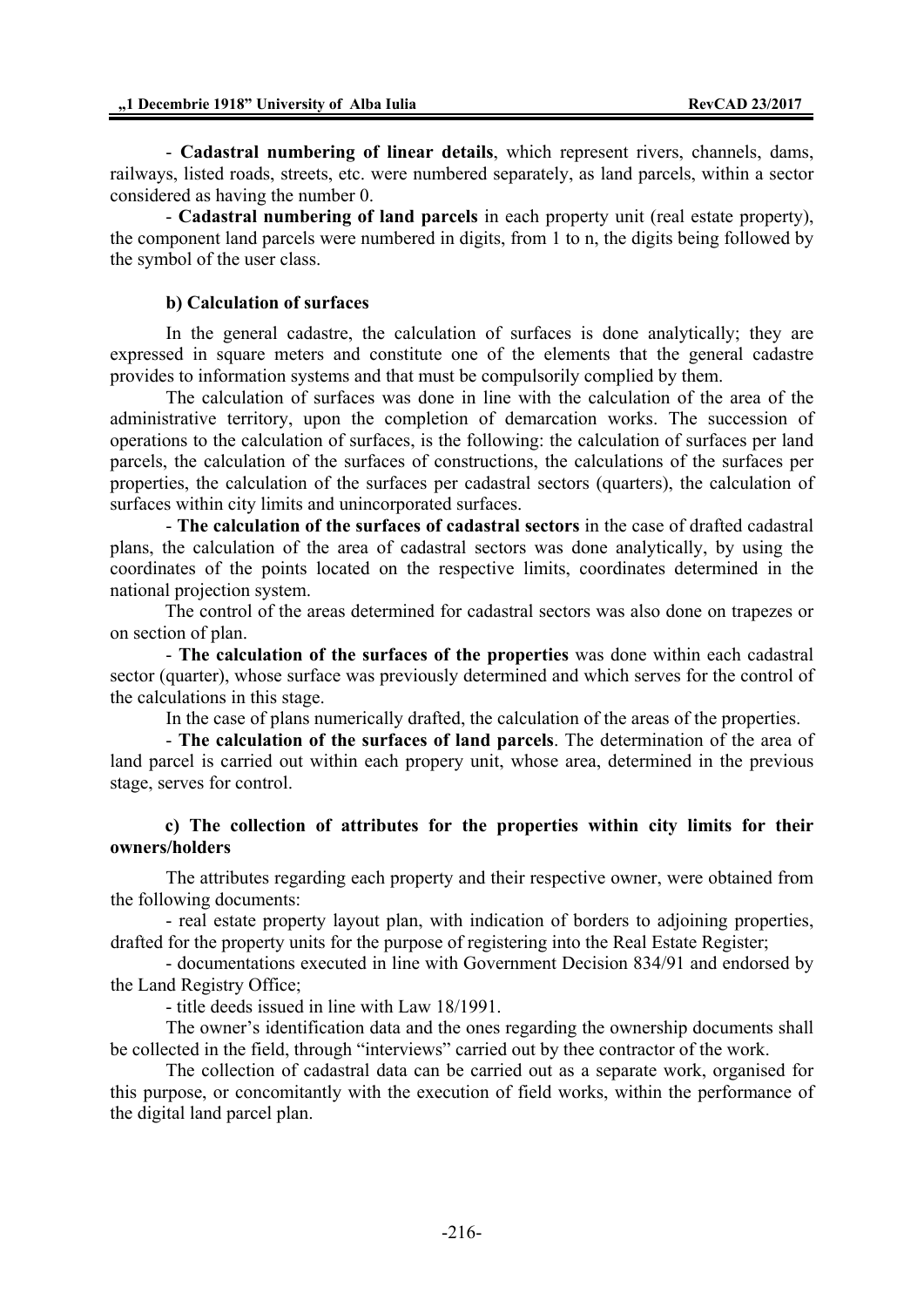- **Cadastral numbering of linear details**, which represent rivers, channels, dams, railways, listed roads, streets, etc. were numbered separately, as land parcels, within a sector considered as having the number 0.

- **Cadastral numbering of land parcels** in each property unit (real estate property), the component land parcels were numbered in digits, from 1 to n, the digits being followed by the symbol of the user class.

**b) Calculation of surfaces**

In the general cadastre, the calculation of surfaces is done analytically; they are expressed in square meters and constitute one of the elements that the general cadastre provides to information systems and that must be compulsorily complied by them.

The calculation of surfaces was done in line with the calculation of the area of the administrative territory, upon the completion of demarcation works. The succession of operations to the calculation of surfaces, is the following: the calculation of surfaces per land parcels, the calculation of the surfaces of constructions, the calculations of the surfaces per properties, the calculation of the surfaces per cadastral sectors (quarters), the calculation of surfaces within city limits and unincorporated surfaces.

- **The calculation of the surfaces of cadastral sectors** in the case of drafted cadastral plans, the calculation of the area of cadastral sectors was done analytically, by using the coordinates of the points located on the respective limits, coordinates determined in the national projection system.

The control of the areas determined for cadastral sectors was also done on trapezes or on section of plan.

- **The calculation of the surfaces of the properties** was done within each cadastral sector (quarter), whose surface was previously determined and which serves for the control of the calculations in this stage.

In the case of plans numerically drafted, the calculation of the areas of the properties.

- **The calculation of the surfaces of land parcels**. The determination of the area of land parcel is carried out within each propery unit, whose area, determined in the previous stage, serves for control.

**c) The collection of attributes for the properties within city limits for their owners/holders**

The attributes regarding each property and their respective owner, were obtained from the following documents:

- real estate property layout plan, with indication of borders to adjoining properties, drafted for the property units for the purpose of registering into the Real Estate Register;

- documentations executed in line with Government Decision 834/91 and endorsed by the Land Registry Office;

- title deeds issued in line with Law 18/1991.

The owner's identification data and the ones regarding the ownership documents shall be collected in the field, through "interviews" carried out by thee contractor of the work.

The collection of cadastral data can be carried out as a separate work, organised for this purpose, or concomitantly with the execution of field works, within the performance of the digital land parcel plan.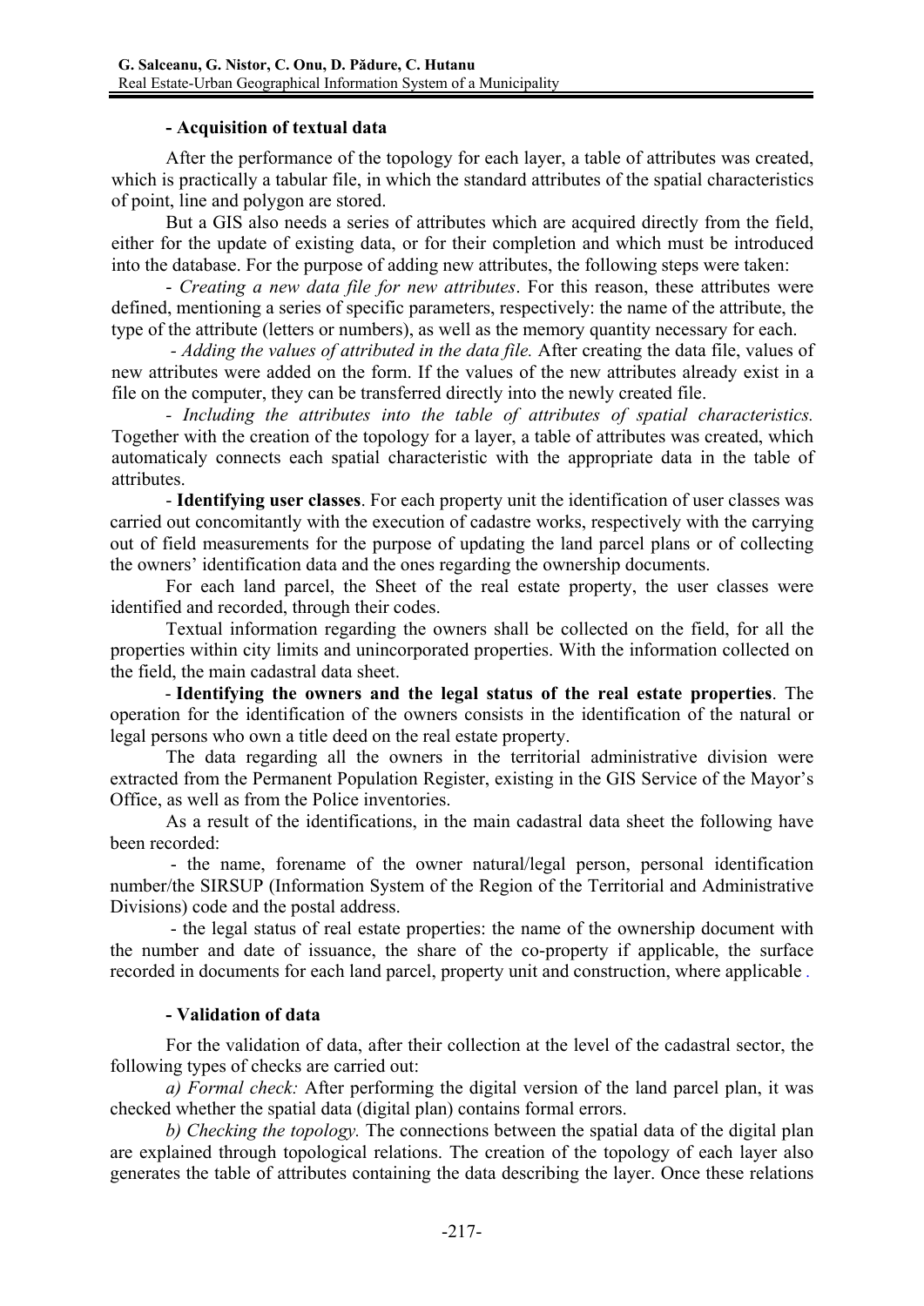**- Acquisition of textual data**

After the performance of the topology for each layer, a table of attributes was created, which is practically a tabular file, in which the standard attributes of the spatial characteristics of point, line and polygon are stored.

But a GIS also needs a series of attributes which are acquired directly from the field, either for the update of existing data, or for their completion and which must be introduced into the database. For the purpose of adding new attributes, the following steps were taken:

- *Creating a new data file for new attributes*. For this reason, these attributes were defined, mentioning a series of specific parameters, respectively: the name of the attribute, the type of the attribute (letters or numbers), as well as the memory quantity necessary for each.

- *Adding the values of attributed in the data file.* After creating the data file, values of new attributes were added on the form. If the values of the new attributes already exist in a file on the computer, they can be transferred directly into the newly created file.

- *Including the attributes into the table of attributes of spatial characteristics.* Together with the creation of the topology for a layer, a table of attributes was created, which automaticaly connects each spatial characteristic with the appropriate data in the table of attributes.

- **Identifying user classes**. For each property unit the identification of user classes was carried out concomitantly with the execution of cadastre works, respectively with the carrying out of field measurements for the purpose of updating the land parcel plans or of collecting the owners' identification data and the ones regarding the ownership documents.

For each land parcel, the Sheet of the real estate property, the user classes were identified and recorded, through their codes.

Textual information regarding the owners shall be collected on the field, for all the properties within city limits and unincorporated properties. With the information collected on the field, the main cadastral data sheet.

- **Identifying the owners and the legal status of the real estate properties**. The operation for the identification of the owners consists in the identification of the natural or legal persons who own a title deed on the real estate property.

The data regarding all the owners in the territorial administrative division were extracted from the Permanent Population Register, existing in the GIS Service of the Mayor's Office, as well as from the Police inventories.

As a result of the identifications, in the main cadastral data sheet the following have been recorded:

- the name, forename of the owner natural/legal person, personal identification number/the SIRSUP (Information System of the Region of the Territorial and Administrative Divisions) code and the postal address.

- the legal status of real estate properties: the name of the ownership document with the number and date of issuance, the share of the co-property if applicable, the surface recorded in documents for each land parcel, property unit and construction, where applicable .

**- Validation of data**

For the validation of data, after their collection at the level of the cadastral sector, the following types of checks are carried out:

*a) Formal check:* After performing the digital version of the land parcel plan, it was checked whether the spatial data (digital plan) contains formal errors.

*b) Checking the topology.* The connections between the spatial data of the digital plan are explained through topological relations. The creation of the topology of each layer also generates the table of attributes containing the data describing the layer. Once these relations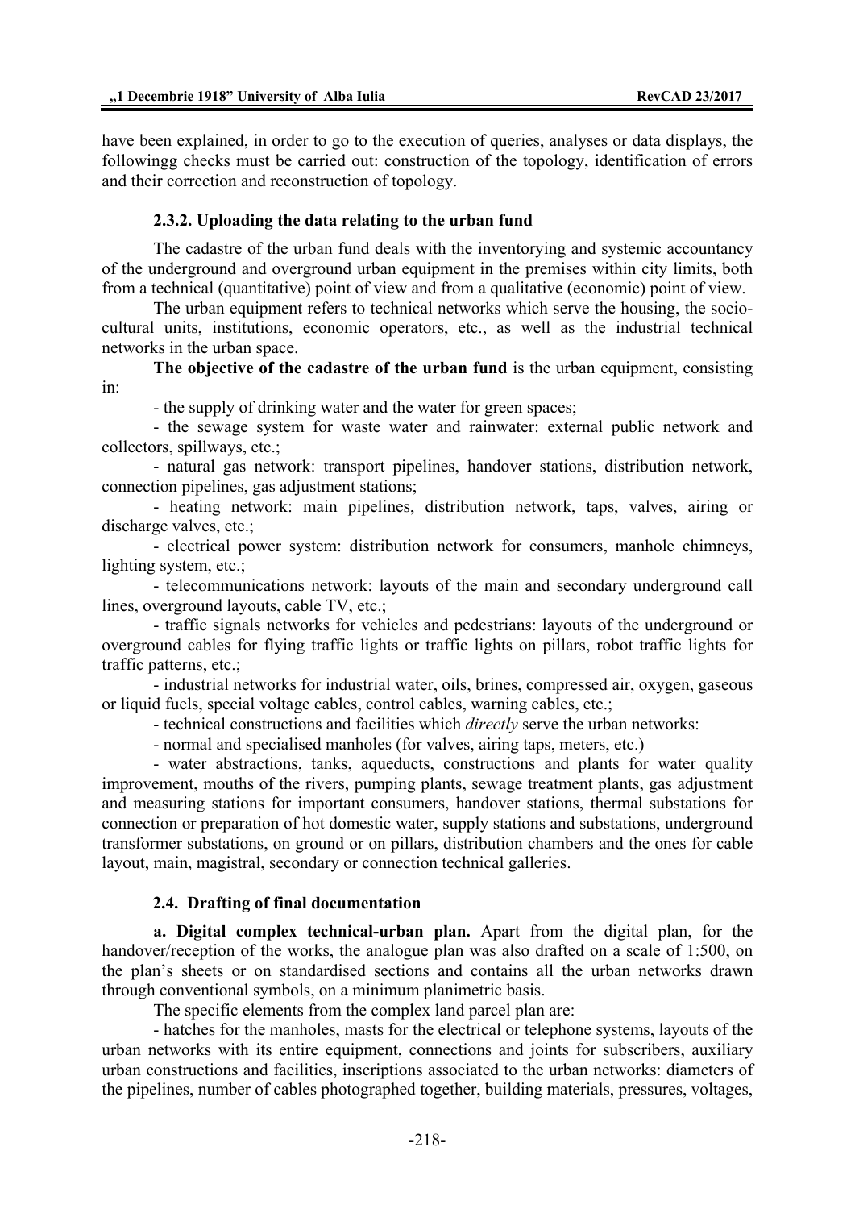have been explained, in order to go to the execution of queries, analyses or data displays, the followingg checks must be carried out: construction of the topology, identification of errors and their correction and reconstruction of topology.

### 2.3.2. Uploading the data relating to the urban fund

The cadastre of the urban fund deals with the inventorying and systemic accountancy of the underground and overground urban equipment in the premises within city limits, both from a technical (quantitative) point of view and from a qualitative (economic) point of view.

The urban equipment refers to technical networks which serve the housing, the socio-cultural units, institutions, economic operators, etc., as well as the industrial technical networks in the urban space.

**The objective of the cadastre of the urban fund** is the urban equipment, consisting in:

- the supply of drinking water and the water for green spaces;
- the sewage system for waste water and rainwater: external public network and collectors, spillways, etc.;
- natural gas network: transport pipelines, handover stations, distribution network, connection pipelines, gas adjustment stations;
- heating network: main pipelines, distribution network, taps, valves, airing or discharge valves, etc.;
- electrical power system: distribution network for consumers, manhole chimneys, lighting system, etc.;
- telecommunications network: layouts of the main and secondary underground call lines, overground layouts, cable TV, etc.;
- traffic signals networks for vehicles and pedestrians: layouts of the underground or overground cables for flying traffic lights or traffic lights on pillars, robot traffic lights for traffic patterns, etc.;
- industrial networks for industrial water, oils, brines, compressed air, oxygen, gaseous or liquid fuels, special voltage cables, control cables, warning cables, etc.;
- technical constructions and facilities which *directly* serve the urban networks:
- normal and specialised manholes (for valves, airing taps, meters, etc.)
- water abstractions, tanks, aqueducts, constructions and plants for water quality improvement, mouths of the rivers, pumping plants, sewage treatment plants, gas adjustment and measuring stations for important consumers, handover stations, thermal substations for connection or preparation of hot domestic water, supply stations and substations, underground transformer substations, on ground or on pillars, distribution chambers and the ones for cable layout, main, magistral, secondary or connection technical galleries.

## 2.4. Drafting of final documentation

**a. Digital complex technical-urban plan.** Apart from the digital plan, for the handover/reception of the works, the analogue plan was also drafted on a scale of 1:500, on the plan's sheets or on standardised sections and contains all the urban networks drawn through conventional symbols, on a minimum planimetric basis.

The specific elements from the complex land parcel plan are:

- hatches for the manholes, masts for the electrical or telephone systems, layouts of the urban networks with its entire equipment, connections and joints for subscribers, auxiliary urban constructions and facilities, inscriptions associated to the urban networks: diameters of the pipelines, number of cables photographed together, building materials, pressures, voltages,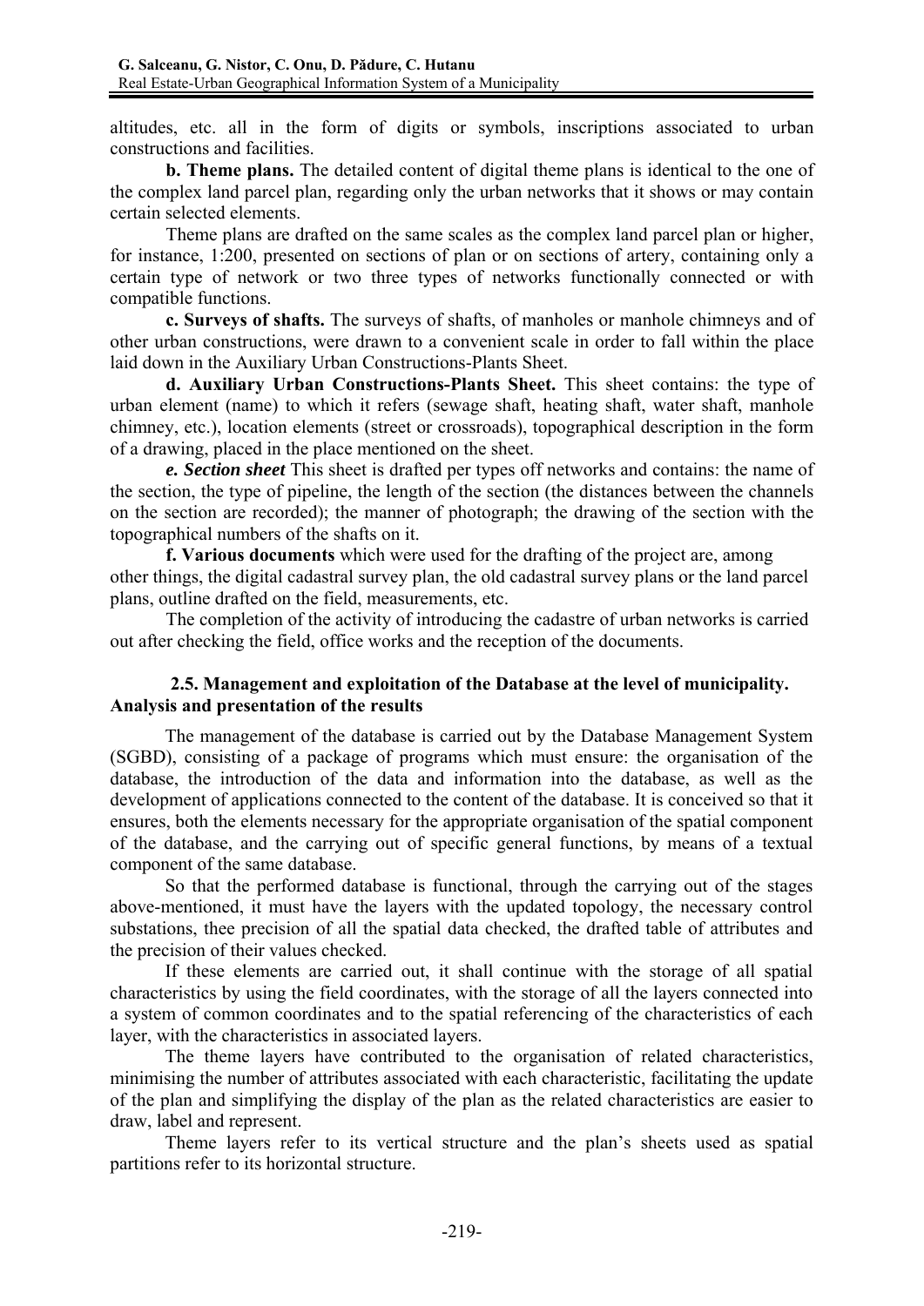altitudes, etc. all in the form of digits or symbols, inscriptions associated to urban constructions and facilities.

**b. Theme plans.** The detailed content of digital theme plans is identical to the one of the complex land parcel plan, regarding only the urban networks that it shows or may contain certain selected elements.

Theme plans are drafted on the same scales as the complex land parcel plan or higher, for instance, 1:200, presented on sections of plan or on sections of artery, containing only a certain type of network or two three types of networks functionally connected or with compatible functions.

**c. Surveys of shafts.** The surveys of shafts, of manholes or manhole chimneys and of other urban constructions, were drawn to a convenient scale in order to fall within the place laid down in the Auxiliary Urban Constructions-Plants Sheet.

**d. Auxiliary Urban Constructions-Plants Sheet.** This sheet contains: the type of urban element (name) to which it refers (sewage shaft, heating shaft, water shaft, manhole chimney, etc.), location elements (street or crossroads), topographical description in the form of a drawing, placed in the place mentioned on the sheet.

***e. Section sheet*** This sheet is drafted per types off networks and contains: the name of the section, the type of pipeline, the length of the section (the distances between the channels on the section are recorded); the manner of photograph; the drawing of the section with the topographical numbers of the shafts on it.

**f. Various documents** which were used for the drafting of the project are, among other things, the digital cadastral survey plan, the old cadastral survey plans or the land parcel plans, outline drafted on the field, measurements, etc.

The completion of the activity of introducing the cadastre of urban networks is carried out after checking the field, office works and the reception of the documents.

### 2.5. Management and exploitation of the Database at the level of municipality. Analysis and presentation of the results

The management of the database is carried out by the Database Management System (SGBD), consisting of a package of programs which must ensure: the organisation of the database, the introduction of the data and information into the database, as well as the development of applications connected to the content of the database. It is conceived so that it ensures, both the elements necessary for the appropriate organisation of the spatial component of the database, and the carrying out of specific general functions, by means of a textual component of the same database.

So that the performed database is functional, through the carrying out of the stages above-mentioned, it must have the layers with the updated topology, the necessary control substations, thee precision of all the spatial data checked, the drafted table of attributes and the precision of their values checked.

If these elements are carried out, it shall continue with the storage of all spatial characteristics by using the field coordinates, with the storage of all the layers connected into a system of common coordinates and to the spatial referencing of the characteristics of each layer, with the characteristics in associated layers.

The theme layers have contributed to the organisation of related characteristics, minimising the number of attributes associated with each characteristic, facilitating the update of the plan and simplifying the display of the plan as the related characteristics are easier to draw, label and represent.

Theme layers refer to its vertical structure and the plan's sheets used as spatial partitions refer to its horizontal structure.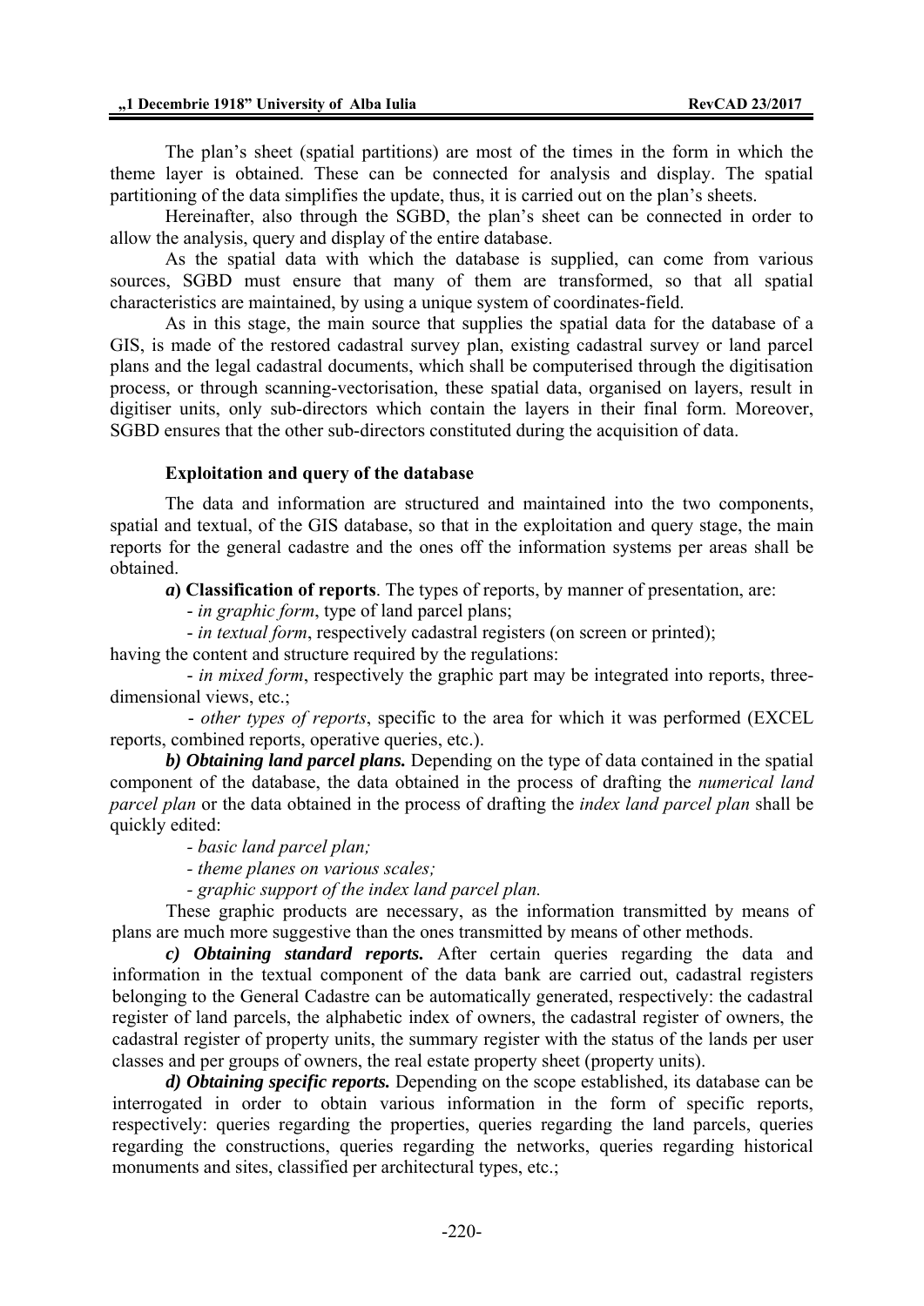The plan's sheet (spatial partitions) are most of the times in the form in which the theme layer is obtained. These can be connected for analysis and display. The spatial partitioning of the data simplifies the update, thus, it is carried out on the plan's sheets.

Hereinafter, also through the SGBD, the plan's sheet can be connected in order to allow the analysis, query and display of the entire database.

As the spatial data with which the database is supplied, can come from various sources, SGBD must ensure that many of them are transformed, so that all spatial characteristics are maintained, by using a unique system of coordinates-field.

As in this stage, the main source that supplies the spatial data for the database of a GIS, is made of the restored cadastral survey plan, existing cadastral survey or land parcel plans and the legal cadastral documents, which shall be computerised through the digitisation process, or through scanning-vectorisation, these spatial data, organised on layers, result in digitiser units, only sub-directors which contain the layers in their final form. Moreover, SGBD ensures that the other sub-directors constituted during the acquisition of data.

### Exploitation and query of the database

The data and information are structured and maintained into the two components, spatial and textual, of the GIS database, so that in the exploitation and query stage, the main reports for the general cadastre and the ones off the information systems per areas shall be obtained.

***a*) Classification of reports**. The types of reports, by manner of presentation, are:

- *in graphic form*, type of land parcel plans;
- *in textual form*, respectively cadastral registers (on screen or printed);

having the content and structure required by the regulations:

- *in mixed form*, respectively the graphic part may be integrated into reports, three-dimensional views, etc.;
- *other types of reports*, specific to the area for which it was performed (EXCEL reports, combined reports, operative queries, etc.).

***b) Obtaining land parcel plans.*** Depending on the type of data contained in the spatial component of the database, the data obtained in the process of drafting the *numerical land parcel plan* or the data obtained in the process of drafting the *index land parcel plan* shall be quickly edited:

- *basic land parcel plan;*
- *theme planes on various scales;*
- *graphic support of the index land parcel plan.*

These graphic products are necessary, as the information transmitted by means of plans are much more suggestive than the ones transmitted by means of other methods.

***c) Obtaining standard reports.*** After certain queries regarding the data and information in the textual component of the data bank are carried out, cadastral registers belonging to the General Cadastre can be automatically generated, respectively: the cadastral register of land parcels, the alphabetic index of owners, the cadastral register of owners, the cadastral register of property units, the summary register with the status of the lands per user classes and per groups of owners, the real estate property sheet (property units).

***d) Obtaining specific reports.*** Depending on the scope established, its database can be interrogated in order to obtain various information in the form of specific reports, respectively: queries regarding the properties, queries regarding the land parcels, queries regarding the constructions, queries regarding the networks, queries regarding historical monuments and sites, classified per architectural types, etc.;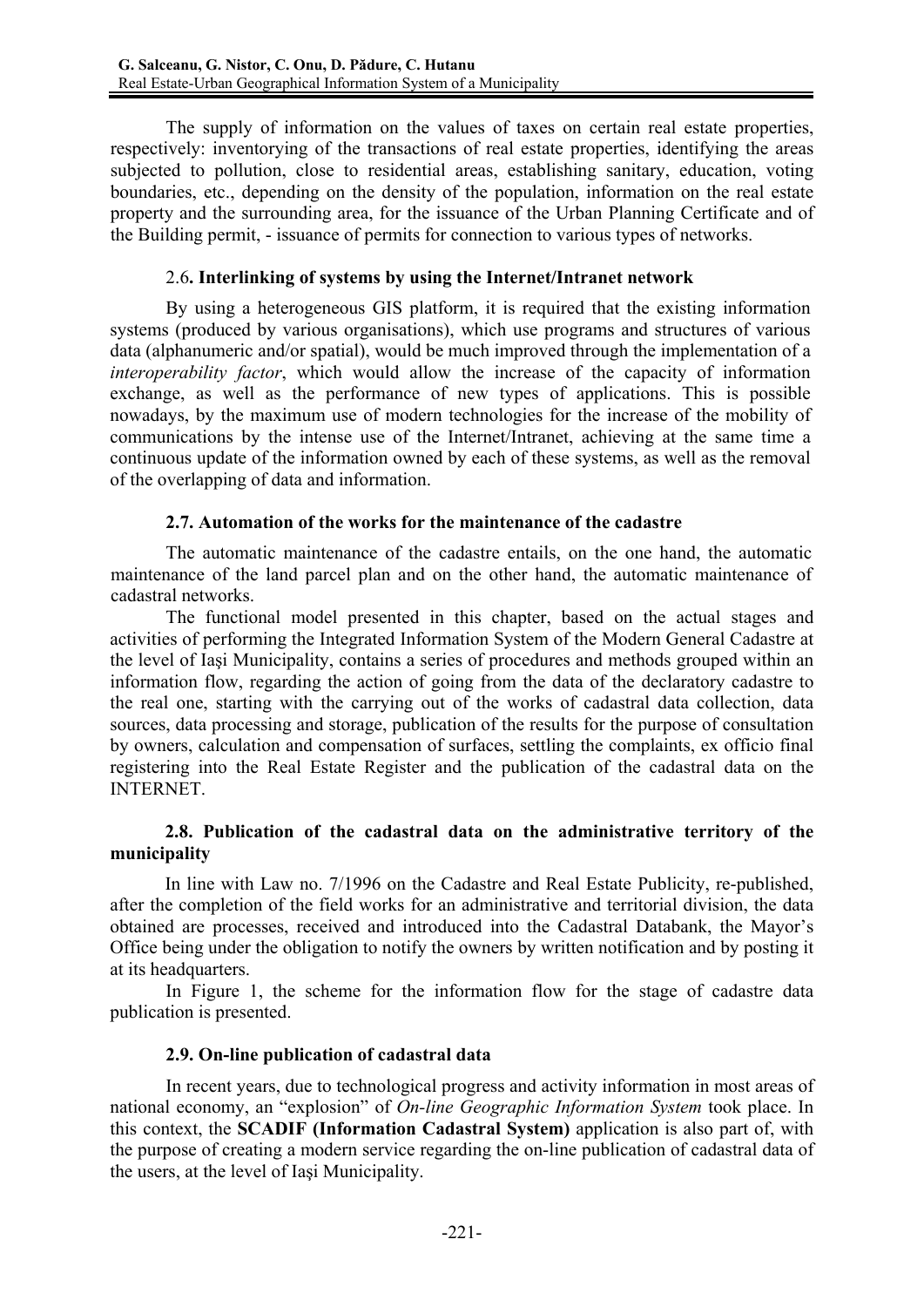The supply of information on the values of taxes on certain real estate properties, respectively: inventorying of the transactions of real estate properties, identifying the areas subjected to pollution, close to residential areas, establishing sanitary, education, voting boundaries, etc., depending on the density of the population, information on the real estate property and the surrounding area, for the issuance of the Urban Planning Certificate and of the Building permit, - issuance of permits for connection to various types of networks.

### 2.6. Interlinking of systems by using the Internet/Intranet network

By using a heterogeneous GIS platform, it is required that the existing information systems (produced by various organisations), which use programs and structures of various data (alphanumeric and/or spatial), would be much improved through the implementation of a *interoperability factor*, which would allow the increase of the capacity of information exchange, as well as the performance of new types of applications. This is possible nowadays, by the maximum use of modern technologies for the increase of the mobility of communications by the intense use of the Internet/Intranet, achieving at the same time a continuous update of the information owned by each of these systems, as well as the removal of the overlapping of data and information.

### 2.7. Automation of the works for the maintenance of the cadastre

The automatic maintenance of the cadastre entails, on the one hand, the automatic maintenance of the land parcel plan and on the other hand, the automatic maintenance of cadastral networks.

The functional model presented in this chapter, based on the actual stages and activities of performing the Integrated Information System of the Modern General Cadastre at the level of Iaşi Municipality, contains a series of procedures and methods grouped within an information flow, regarding the action of going from the data of the declaratory cadastre to the real one, starting with the carrying out of the works of cadastral data collection, data sources, data processing and storage, publication of the results for the purpose of consultation by owners, calculation and compensation of surfaces, settling the complaints, ex officio final registering into the Real Estate Register and the publication of the cadastral data on the INTERNET.

### 2.8. Publication of the cadastral data on the administrative territory of the municipality

In line with Law no. 7/1996 on the Cadastre and Real Estate Publicity, re-published, after the completion of the field works for an administrative and territorial division, the data obtained are processes, received and introduced into the Cadastral Databank, the Mayor's Office being under the obligation to notify the owners by written notification and by posting it at its headquarters.

In Figure 1, the scheme for the information flow for the stage of cadastre data publication is presented.

### 2.9. On-line publication of cadastral data

In recent years, due to technological progress and activity information in most areas of national economy, an "explosion" of *On-line Geographic Information System* took place. In this context, the **SCADIF (Information Cadastral System)** application is also part of, with the purpose of creating a modern service regarding the on-line publication of cadastral data of the users, at the level of Iaşi Municipality.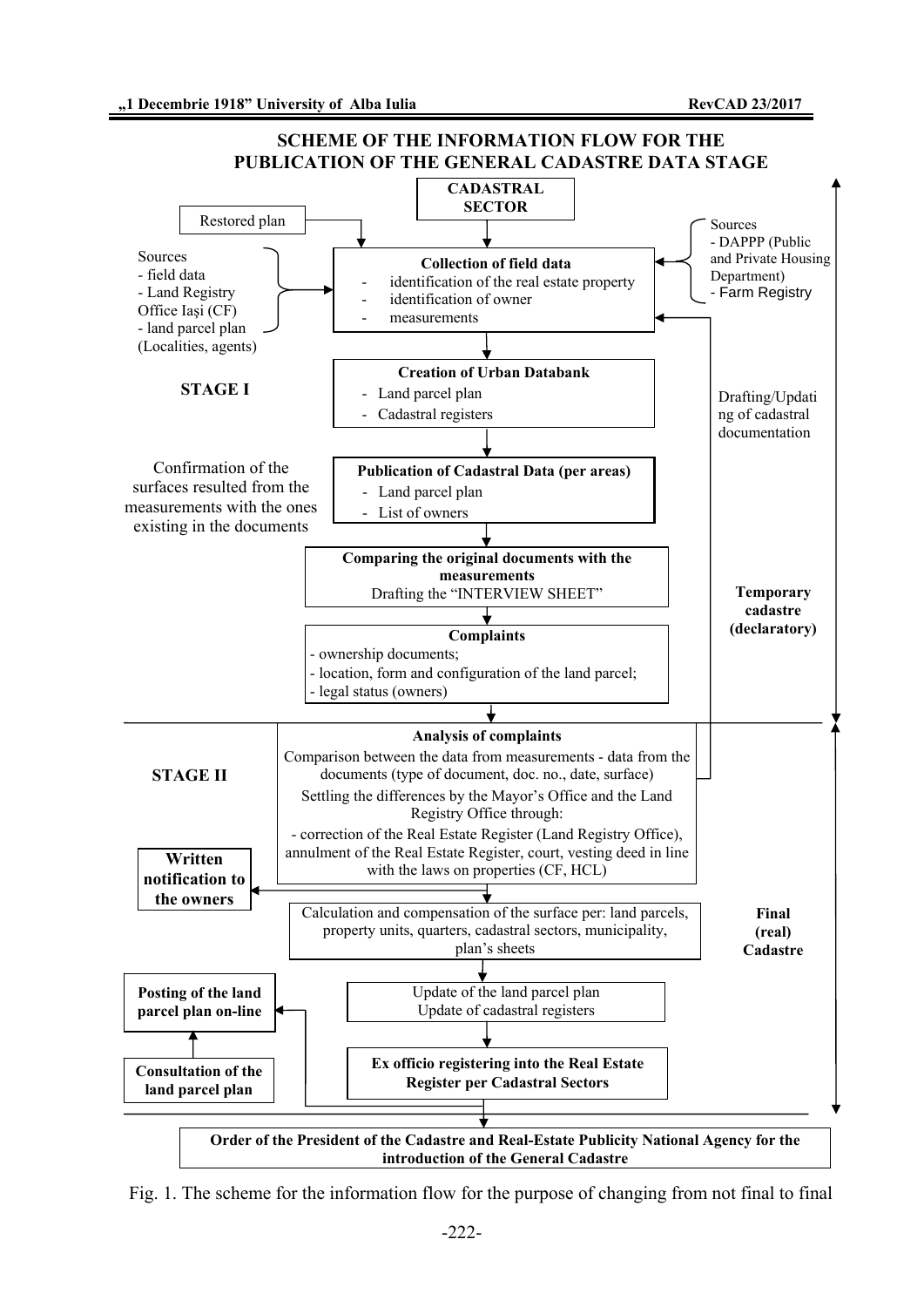## SCHEME OF THE INFORMATION FLOW FOR THE PUBLICATION OF THE GENERAL CADASTRE DATA STAGE

**CADASTRAL SECTOR**

Restored plan

Sources
- field data
- Land Registry Office Iaşi (CF)
- land parcel plan (Localities, agents)

Sources
- DAPPP (Public and Private Housing Department)
- Farm Registry

**Collection of field data**
- identification of the real estate property
- identification of owner
- measurements

**STAGE I**

**Creation of Urban Databank**
- Land parcel plan
- Cadastral registers

Drafting/Updating of cadastral documentation

Confirmation of the surfaces resulted from the measurements with the ones existing in the documents

**Publication of Cadastral Data (per areas)**
- Land parcel plan
- List of owners

**Comparing the original documents with the measurements**
Drafting the "INTERVIEW SHEET"

**Temporary cadastre (declaratory)**

**Complaints**
- ownership documents;
- location, form and configuration of the land parcel;
- legal status (owners)

**STAGE II**

**Analysis of complaints**
Comparison between the data from measurements - data from the documents (type of document, doc. no., date, surface)
Settling the differences by the Mayor's Office and the Land Registry Office through:
- correction of the Real Estate Register (Land Registry Office), annulment of the Real Estate Register, court, vesting deed in line with the laws on properties (CF, HCL)

**Written notification to the owners**

Calculation and compensation of the surface per: land parcels, property units, quarters, cadastral sectors, municipality, plan's sheets

**Final (real) Cadastre**

Update of the land parcel plan
Update of cadastral registers

**Posting of the land parcel plan on-line**

**Consultation of the land parcel plan**

**Ex officio registering into the Real Estate Register per Cadastral Sectors**

**Order of the President of the Cadastre and Real-Estate Publicity National Agency for the introduction of the General Cadastre**

Fig. 1. The scheme for the information flow for the purpose of changing from not final to final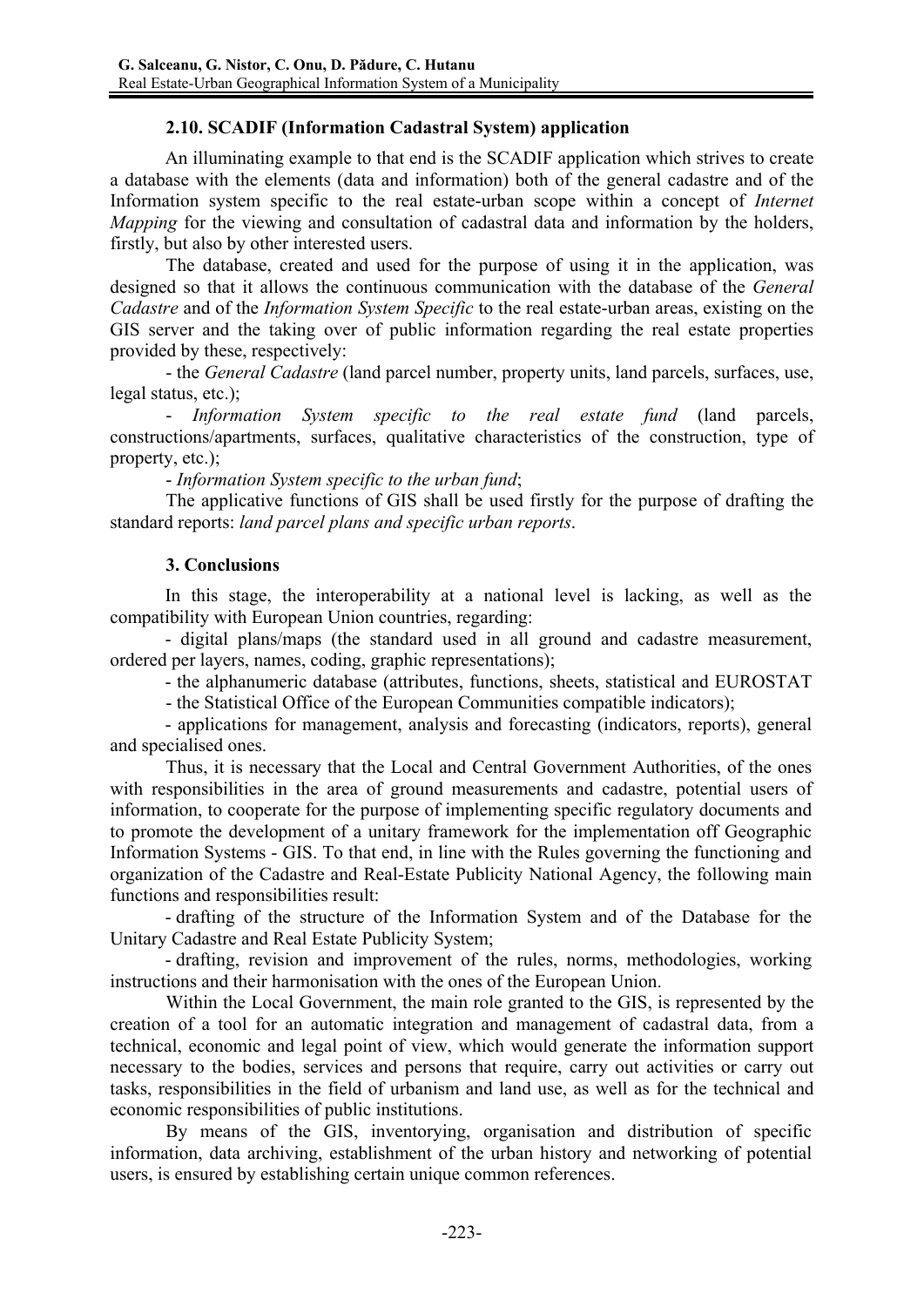### 2.10. SCADIF (Information Cadastral System) application

An illuminating example to that end is the SCADIF application which strives to create a database with the elements (data and information) both of the general cadastre and of the Information system specific to the real estate-urban scope within a concept of *Internet Mapping* for the viewing and consultation of cadastral data and information by the holders, firstly, but also by other interested users.

The database, created and used for the purpose of using it in the application, was designed so that it allows the continuous communication with the database of the *General Cadastre* and of the *Information System Specific* to the real estate-urban areas, existing on the GIS server and the taking over of public information regarding the real estate properties provided by these, respectively:

- the *General Cadastre* (land parcel number, property units, land parcels, surfaces, use, legal status, etc.);
- *Information System specific to the real estate fund* (land parcels, constructions/apartments, surfaces, qualitative characteristics of the construction, type of property, etc.);
- *Information System specific to the urban fund*;

The applicative functions of GIS shall be used firstly for the purpose of drafting the standard reports: *land parcel plans and specific urban reports*.

## 3. Conclusions

In this stage, the interoperability at a national level is lacking, as well as the compatibility with European Union countries, regarding:

- digital plans/maps (the standard used in all ground and cadastre measurement, ordered per layers, names, coding, graphic representations);
- the alphanumeric database (attributes, functions, sheets, statistical and EUROSTAT
- the Statistical Office of the European Communities compatible indicators);
- applications for management, analysis and forecasting (indicators, reports), general and specialised ones.

Thus, it is necessary that the Local and Central Government Authorities, of the ones with responsibilities in the area of ground measurements and cadastre, potential users of information, to cooperate for the purpose of implementing specific regulatory documents and to promote the development of a unitary framework for the implementation off Geographic Information Systems - GIS. To that end, in line with the Rules governing the functioning and organization of the Cadastre and Real-Estate Publicity National Agency, the following main functions and responsibilities result:

- drafting of the structure of the Information System and of the Database for the Unitary Cadastre and Real Estate Publicity System;
- drafting, revision and improvement of the rules, norms, methodologies, working instructions and their harmonisation with the ones of the European Union.

Within the Local Government, the main role granted to the GIS, is represented by the creation of a tool for an automatic integration and management of cadastral data, from a technical, economic and legal point of view, which would generate the information support necessary to the bodies, services and persons that require, carry out activities or carry out tasks, responsibilities in the field of urbanism and land use, as well as for the technical and economic responsibilities of public institutions.

By means of the GIS, inventorying, organisation and distribution of specific information, data archiving, establishment of the urban history and networking of potential users, is ensured by establishing certain unique common references.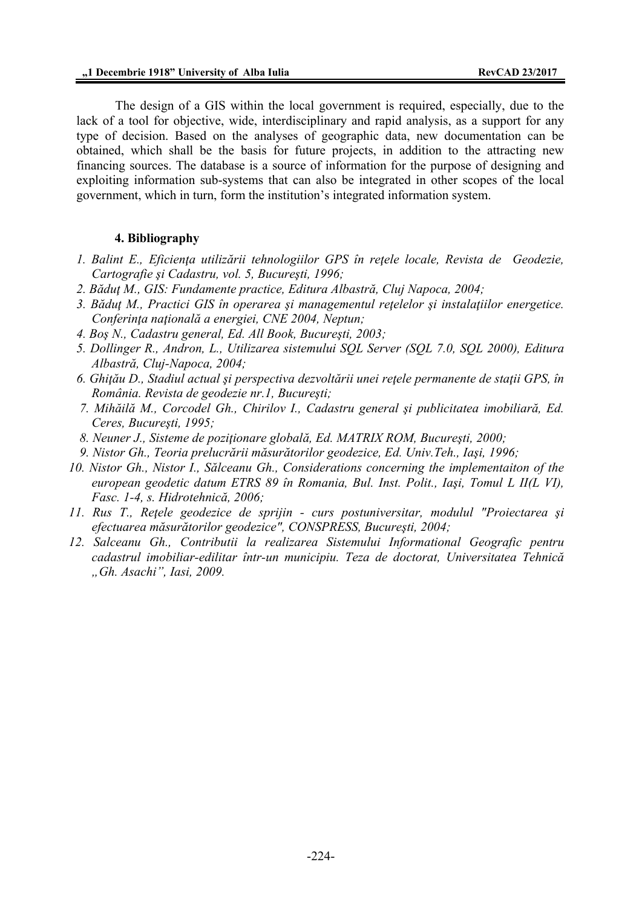The design of a GIS within the local government is required, especially, due to the lack of a tool for objective, wide, interdisciplinary and rapid analysis, as a support for any type of decision. Based on the analyses of geographic data, new documentation can be obtained, which shall be the basis for future projects, in addition to the attracting new financing sources. The database is a source of information for the purpose of designing and exploiting information sub-systems that can also be integrated in other scopes of the local government, which in turn, form the institution's integrated information system.

## 4. Bibliography

1. *Balint E., Eficienţa utilizării tehnologiilor GPS în reţele locale, Revista de Geodezie, Cartografie şi Cadastru, vol. 5, Bucureşti, 1996;*
2. *Băduţ M., GIS: Fundamente practice, Editura Albastră, Cluj Napoca, 2004;*
3. *Băduţ M., Practici GIS în operarea şi managementul reţelelor şi instalaţiilor energetice. Conferinţa naţională a energiei, CNE 2004, Neptun;*
4. *Boş N., Cadastru general, Ed. All Book, Bucureşti, 2003;*
5. *Dollinger R., Andron, L., Utilizarea sistemului SQL Server (SQL 7.0, SQL 2000), Editura Albastră, Cluj-Napoca, 2004;*
6. *Ghiţău D., Stadiul actual şi perspectiva dezvoltării unei reţele permanente de staţii GPS, în România. Revista de geodezie nr.1, Bucureşti;*
7. *Mihăilă M., Corcodel Gh., Chirilov I., Cadastru general şi publicitatea imobiliară, Ed. Ceres, Bucureşti, 1995;*
8. *Neuner J., Sisteme de poziţionare globală, Ed. MATRIX ROM, Bucureşti, 2000;*
9. *Nistor Gh., Teoria prelucrării măsurătorilor geodezice, Ed. Univ.Teh., Iaşi, 1996;*
10. *Nistor Gh., Nistor I., Sălceanu Gh., Considerations concerning the implementaiton of the european geodetic datum ETRS 89 în Romania, Bul. Inst. Polit., Iaşi, Tomul L II(L VI), Fasc. 1-4, s. Hidrotehnică, 2006;*
11. *Rus T., Reţele geodezice de sprijin - curs postuniversitar, modulul "Proiectarea şi efectuarea măsurătorilor geodezice", CONSPRESS, Bucureşti, 2004;*
12. *Salceanu Gh., Contributii la realizarea Sistemului Informational Geografic pentru cadastrul imobiliar-edilitar într-un municipiu. Teza de doctorat, Universitatea Tehnică „Gh. Asachi", Iasi, 2009.*